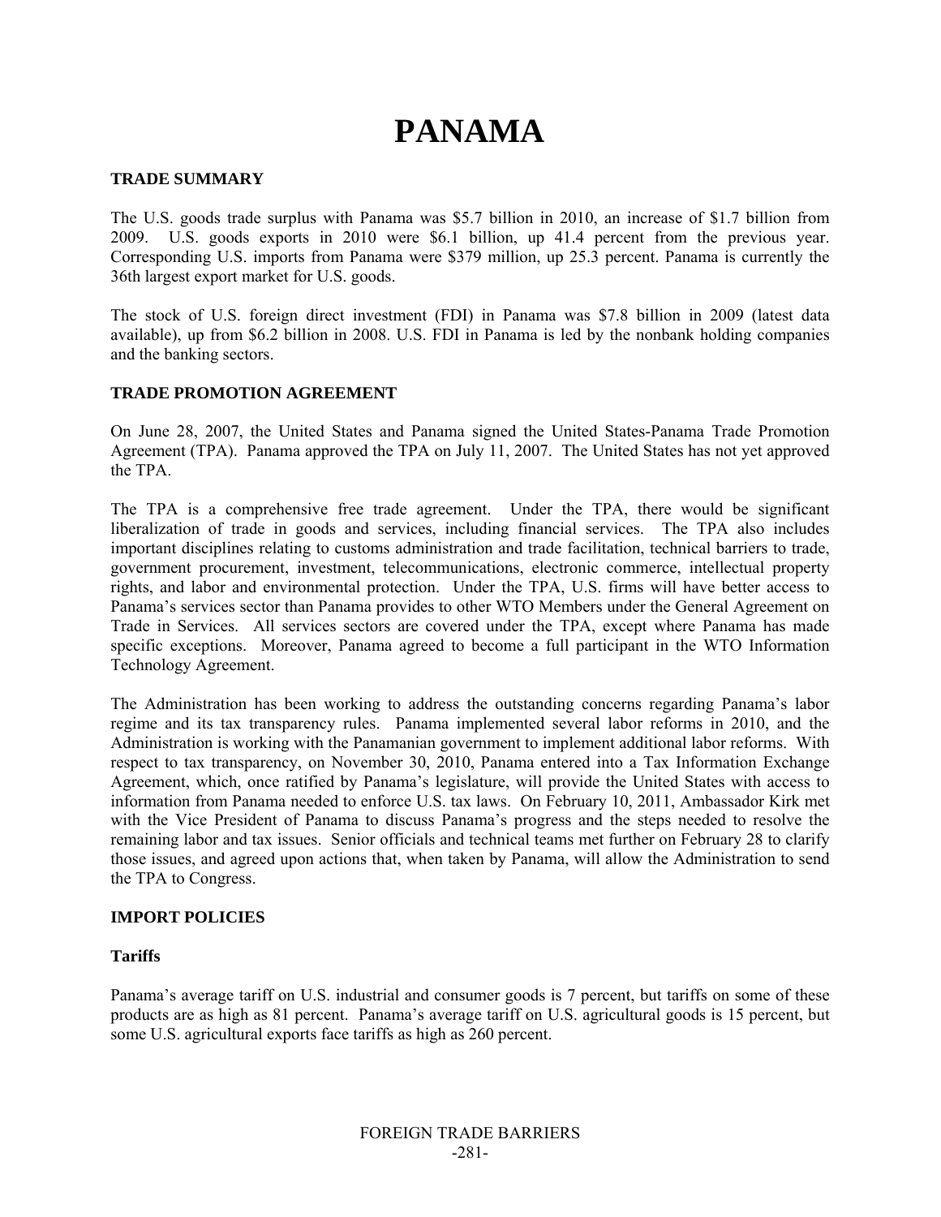# PANAMA

## TRADE SUMMARY

The U.S. goods trade surplus with Panama was $5.7 billion in 2010, an increase of $1.7 billion from 2009. U.S. goods exports in 2010 were $6.1 billion, up 41.4 percent from the previous year. Corresponding U.S. imports from Panama were $379 million, up 25.3 percent. Panama is currently the 36th largest export market for U.S. goods.

The stock of U.S. foreign direct investment (FDI) in Panama was $7.8 billion in 2009 (latest data available), up from $6.2 billion in 2008. U.S. FDI in Panama is led by the nonbank holding companies and the banking sectors.

## TRADE PROMOTION AGREEMENT

On June 28, 2007, the United States and Panama signed the United States-Panama Trade Promotion Agreement (TPA). Panama approved the TPA on July 11, 2007. The United States has not yet approved the TPA.

The TPA is a comprehensive free trade agreement. Under the TPA, there would be significant liberalization of trade in goods and services, including financial services. The TPA also includes important disciplines relating to customs administration and trade facilitation, technical barriers to trade, government procurement, investment, telecommunications, electronic commerce, intellectual property rights, and labor and environmental protection. Under the TPA, U.S. firms will have better access to Panama's services sector than Panama provides to other WTO Members under the General Agreement on Trade in Services. All services sectors are covered under the TPA, except where Panama has made specific exceptions. Moreover, Panama agreed to become a full participant in the WTO Information Technology Agreement.

The Administration has been working to address the outstanding concerns regarding Panama's labor regime and its tax transparency rules. Panama implemented several labor reforms in 2010, and the Administration is working with the Panamanian government to implement additional labor reforms. With respect to tax transparency, on November 30, 2010, Panama entered into a Tax Information Exchange Agreement, which, once ratified by Panama's legislature, will provide the United States with access to information from Panama needed to enforce U.S. tax laws. On February 10, 2011, Ambassador Kirk met with the Vice President of Panama to discuss Panama's progress and the steps needed to resolve the remaining labor and tax issues. Senior officials and technical teams met further on February 28 to clarify those issues, and agreed upon actions that, when taken by Panama, will allow the Administration to send the TPA to Congress.

## IMPORT POLICIES

### Tariffs

Panama's average tariff on U.S. industrial and consumer goods is 7 percent, but tariffs on some of these products are as high as 81 percent. Panama's average tariff on U.S. agricultural goods is 15 percent, but some U.S. agricultural exports face tariffs as high as 260 percent.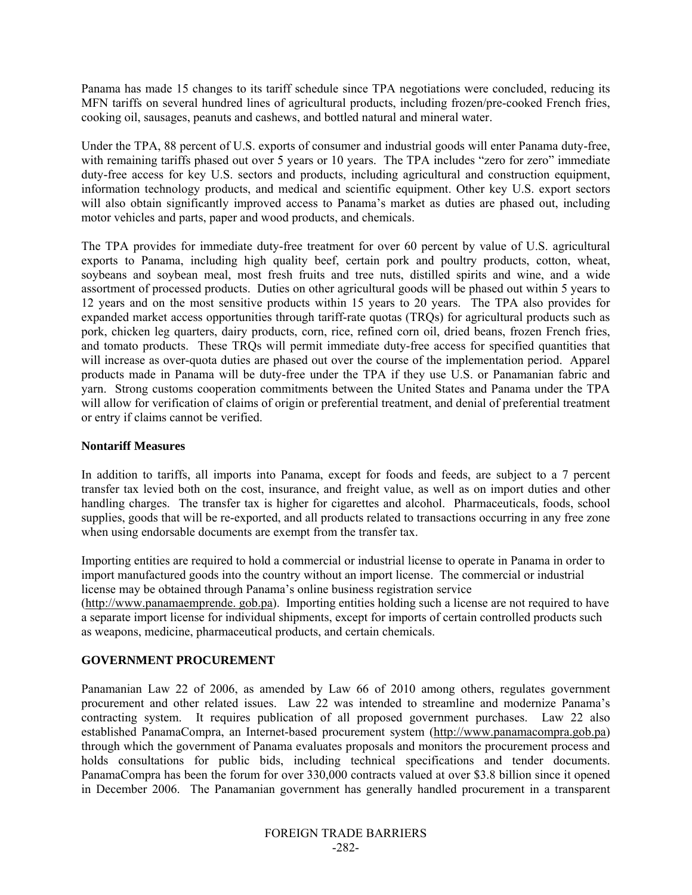Panama has made 15 changes to its tariff schedule since TPA negotiations were concluded, reducing its MFN tariffs on several hundred lines of agricultural products, including frozen/pre-cooked French fries, cooking oil, sausages, peanuts and cashews, and bottled natural and mineral water.

Under the TPA, 88 percent of U.S. exports of consumer and industrial goods will enter Panama duty-free, with remaining tariffs phased out over 5 years or 10 years. The TPA includes "zero for zero" immediate duty-free access for key U.S. sectors and products, including agricultural and construction equipment, information technology products, and medical and scientific equipment. Other key U.S. export sectors will also obtain significantly improved access to Panama's market as duties are phased out, including motor vehicles and parts, paper and wood products, and chemicals.

The TPA provides for immediate duty-free treatment for over 60 percent by value of U.S. agricultural exports to Panama, including high quality beef, certain pork and poultry products, cotton, wheat, soybeans and soybean meal, most fresh fruits and tree nuts, distilled spirits and wine, and a wide assortment of processed products. Duties on other agricultural goods will be phased out within 5 years to 12 years and on the most sensitive products within 15 years to 20 years. The TPA also provides for expanded market access opportunities through tariff-rate quotas (TRQs) for agricultural products such as pork, chicken leg quarters, dairy products, corn, rice, refined corn oil, dried beans, frozen French fries, and tomato products. These TRQs will permit immediate duty-free access for specified quantities that will increase as over-quota duties are phased out over the course of the implementation period. Apparel products made in Panama will be duty-free under the TPA if they use U.S. or Panamanian fabric and yarn. Strong customs cooperation commitments between the United States and Panama under the TPA will allow for verification of claims of origin or preferential treatment, and denial of preferential treatment or entry if claims cannot be verified.

**Nontariff Measures**

In addition to tariffs, all imports into Panama, except for foods and feeds, are subject to a 7 percent transfer tax levied both on the cost, insurance, and freight value, as well as on import duties and other handling charges. The transfer tax is higher for cigarettes and alcohol. Pharmaceuticals, foods, school supplies, goods that will be re-exported, and all products related to transactions occurring in any free zone when using endorsable documents are exempt from the transfer tax.

Importing entities are required to hold a commercial or industrial license to operate in Panama in order to import manufactured goods into the country without an import license. The commercial or industrial license may be obtained through Panama's online business registration service (http://www.panamaemprende. gob.pa). Importing entities holding such a license are not required to have a separate import license for individual shipments, except for imports of certain controlled products such as weapons, medicine, pharmaceutical products, and certain chemicals.

## GOVERNMENT PROCUREMENT

Panamanian Law 22 of 2006, as amended by Law 66 of 2010 among others, regulates government procurement and other related issues. Law 22 was intended to streamline and modernize Panama's contracting system. It requires publication of all proposed government purchases. Law 22 also established PanamaCompra, an Internet-based procurement system (http://www.panamacompra.gob.pa) through which the government of Panama evaluates proposals and monitors the procurement process and holds consultations for public bids, including technical specifications and tender documents. PanamaCompra has been the forum for over 330,000 contracts valued at over $3.8 billion since it opened in December 2006. The Panamanian government has generally handled procurement in a transparent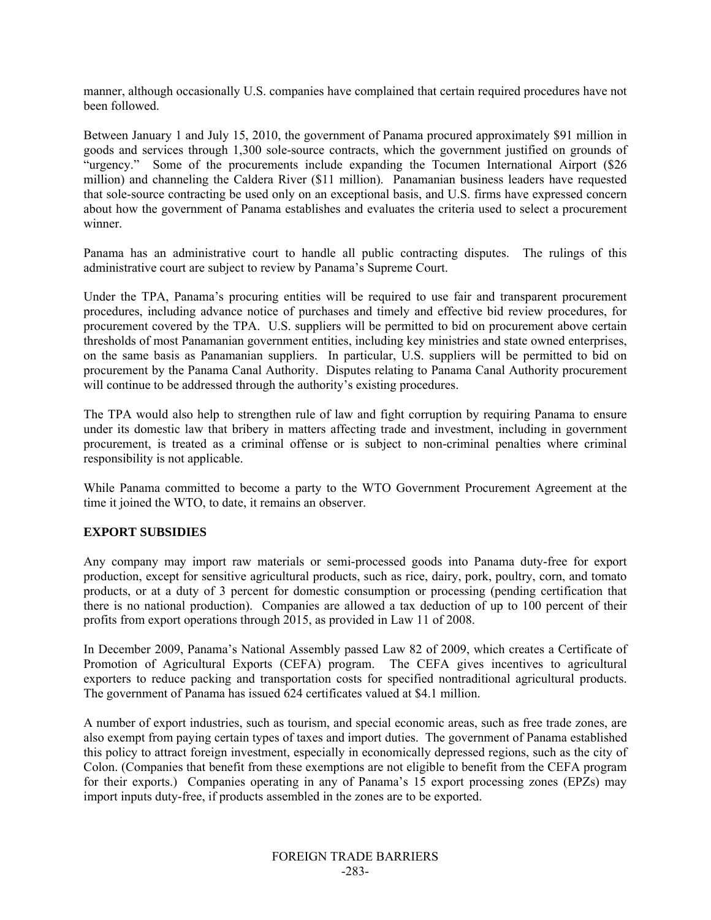manner, although occasionally U.S. companies have complained that certain required procedures have not been followed.

Between January 1 and July 15, 2010, the government of Panama procured approximately $91 million in goods and services through 1,300 sole-source contracts, which the government justified on grounds of "urgency." Some of the procurements include expanding the Tocumen International Airport ($26 million) and channeling the Caldera River ($11 million). Panamanian business leaders have requested that sole-source contracting be used only on an exceptional basis, and U.S. firms have expressed concern about how the government of Panama establishes and evaluates the criteria used to select a procurement winner.

Panama has an administrative court to handle all public contracting disputes. The rulings of this administrative court are subject to review by Panama's Supreme Court.

Under the TPA, Panama's procuring entities will be required to use fair and transparent procurement procedures, including advance notice of purchases and timely and effective bid review procedures, for procurement covered by the TPA. U.S. suppliers will be permitted to bid on procurement above certain thresholds of most Panamanian government entities, including key ministries and state owned enterprises, on the same basis as Panamanian suppliers. In particular, U.S. suppliers will be permitted to bid on procurement by the Panama Canal Authority. Disputes relating to Panama Canal Authority procurement will continue to be addressed through the authority's existing procedures.

The TPA would also help to strengthen rule of law and fight corruption by requiring Panama to ensure under its domestic law that bribery in matters affecting trade and investment, including in government procurement, is treated as a criminal offense or is subject to non-criminal penalties where criminal responsibility is not applicable.

While Panama committed to become a party to the WTO Government Procurement Agreement at the time it joined the WTO, to date, it remains an observer.

**EXPORT SUBSIDIES**

Any company may import raw materials or semi-processed goods into Panama duty-free for export production, except for sensitive agricultural products, such as rice, dairy, pork, poultry, corn, and tomato products, or at a duty of 3 percent for domestic consumption or processing (pending certification that there is no national production). Companies are allowed a tax deduction of up to 100 percent of their profits from export operations through 2015, as provided in Law 11 of 2008.

In December 2009, Panama's National Assembly passed Law 82 of 2009, which creates a Certificate of Promotion of Agricultural Exports (CEFA) program. The CEFA gives incentives to agricultural exporters to reduce packing and transportation costs for specified nontraditional agricultural products. The government of Panama has issued 624 certificates valued at $4.1 million.

A number of export industries, such as tourism, and special economic areas, such as free trade zones, are also exempt from paying certain types of taxes and import duties. The government of Panama established this policy to attract foreign investment, especially in economically depressed regions, such as the city of Colon. (Companies that benefit from these exemptions are not eligible to benefit from the CEFA program for their exports.) Companies operating in any of Panama's 15 export processing zones (EPZs) may import inputs duty-free, if products assembled in the zones are to be exported.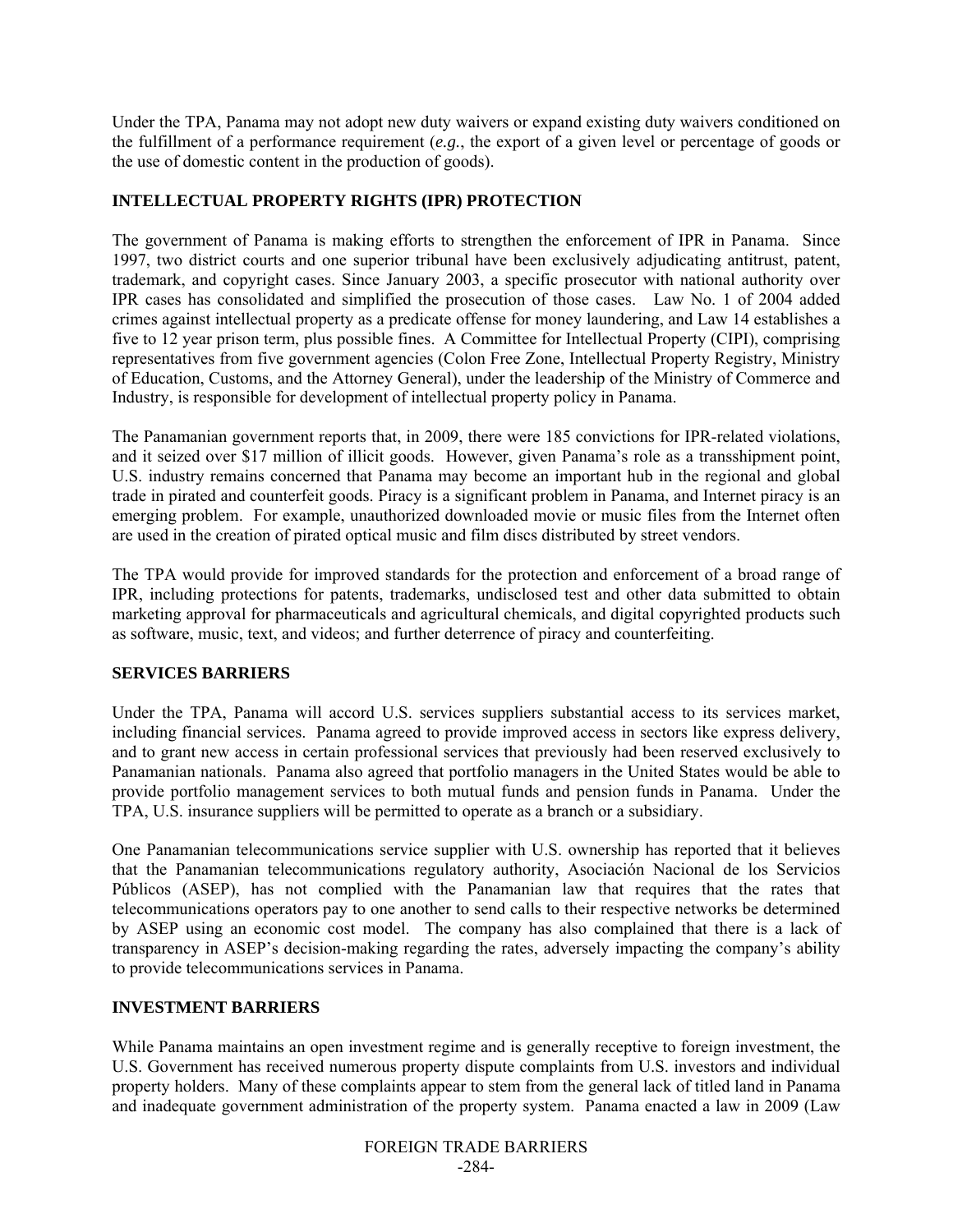Under the TPA, Panama may not adopt new duty waivers or expand existing duty waivers conditioned on the fulfillment of a performance requirement (*e.g.*, the export of a given level or percentage of goods or the use of domestic content in the production of goods).

## INTELLECTUAL PROPERTY RIGHTS (IPR) PROTECTION

The government of Panama is making efforts to strengthen the enforcement of IPR in Panama. Since 1997, two district courts and one superior tribunal have been exclusively adjudicating antitrust, patent, trademark, and copyright cases. Since January 2003, a specific prosecutor with national authority over IPR cases has consolidated and simplified the prosecution of those cases. Law No. 1 of 2004 added crimes against intellectual property as a predicate offense for money laundering, and Law 14 establishes a five to 12 year prison term, plus possible fines. A Committee for Intellectual Property (CIPI), comprising representatives from five government agencies (Colon Free Zone, Intellectual Property Registry, Ministry of Education, Customs, and the Attorney General), under the leadership of the Ministry of Commerce and Industry, is responsible for development of intellectual property policy in Panama.

The Panamanian government reports that, in 2009, there were 185 convictions for IPR-related violations, and it seized over $17 million of illicit goods. However, given Panama's role as a transshipment point, U.S. industry remains concerned that Panama may become an important hub in the regional and global trade in pirated and counterfeit goods. Piracy is a significant problem in Panama, and Internet piracy is an emerging problem. For example, unauthorized downloaded movie or music files from the Internet often are used in the creation of pirated optical music and film discs distributed by street vendors.

The TPA would provide for improved standards for the protection and enforcement of a broad range of IPR, including protections for patents, trademarks, undisclosed test and other data submitted to obtain marketing approval for pharmaceuticals and agricultural chemicals, and digital copyrighted products such as software, music, text, and videos; and further deterrence of piracy and counterfeiting.

## SERVICES BARRIERS

Under the TPA, Panama will accord U.S. services suppliers substantial access to its services market, including financial services. Panama agreed to provide improved access in sectors like express delivery, and to grant new access in certain professional services that previously had been reserved exclusively to Panamanian nationals. Panama also agreed that portfolio managers in the United States would be able to provide portfolio management services to both mutual funds and pension funds in Panama. Under the TPA, U.S. insurance suppliers will be permitted to operate as a branch or a subsidiary.

One Panamanian telecommunications service supplier with U.S. ownership has reported that it believes that the Panamanian telecommunications regulatory authority, Asociación Nacional de los Servicios Públicos (ASEP), has not complied with the Panamanian law that requires that the rates that telecommunications operators pay to one another to send calls to their respective networks be determined by ASEP using an economic cost model. The company has also complained that there is a lack of transparency in ASEP's decision-making regarding the rates, adversely impacting the company's ability to provide telecommunications services in Panama.

## INVESTMENT BARRIERS

While Panama maintains an open investment regime and is generally receptive to foreign investment, the U.S. Government has received numerous property dispute complaints from U.S. investors and individual property holders. Many of these complaints appear to stem from the general lack of titled land in Panama and inadequate government administration of the property system. Panama enacted a law in 2009 (Law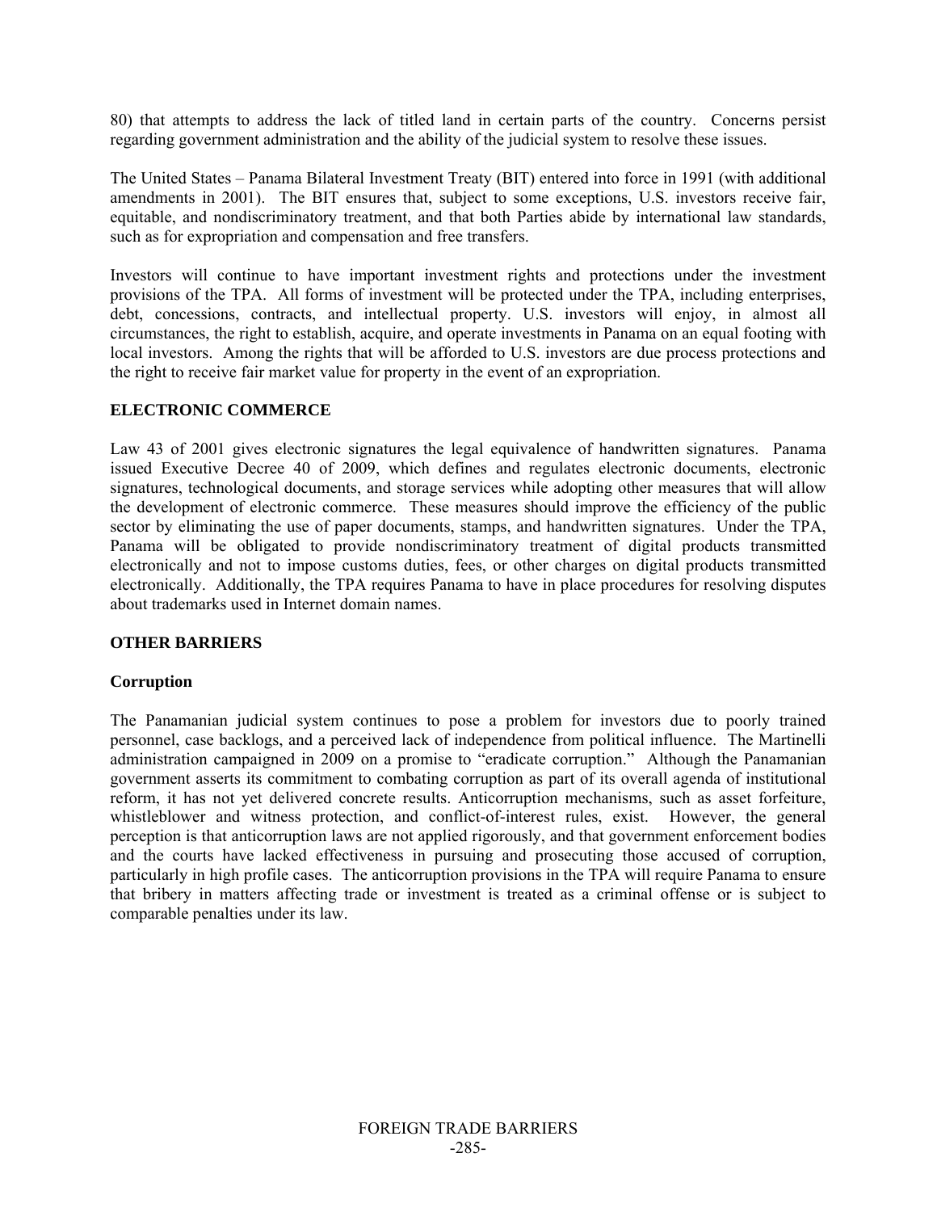80) that attempts to address the lack of titled land in certain parts of the country. Concerns persist regarding government administration and the ability of the judicial system to resolve these issues.

The United States – Panama Bilateral Investment Treaty (BIT) entered into force in 1991 (with additional amendments in 2001). The BIT ensures that, subject to some exceptions, U.S. investors receive fair, equitable, and nondiscriminatory treatment, and that both Parties abide by international law standards, such as for expropriation and compensation and free transfers.

Investors will continue to have important investment rights and protections under the investment provisions of the TPA. All forms of investment will be protected under the TPA, including enterprises, debt, concessions, contracts, and intellectual property. U.S. investors will enjoy, in almost all circumstances, the right to establish, acquire, and operate investments in Panama on an equal footing with local investors. Among the rights that will be afforded to U.S. investors are due process protections and the right to receive fair market value for property in the event of an expropriation.

## ELECTRONIC COMMERCE

Law 43 of 2001 gives electronic signatures the legal equivalence of handwritten signatures. Panama issued Executive Decree 40 of 2009, which defines and regulates electronic documents, electronic signatures, technological documents, and storage services while adopting other measures that will allow the development of electronic commerce. These measures should improve the efficiency of the public sector by eliminating the use of paper documents, stamps, and handwritten signatures. Under the TPA, Panama will be obligated to provide nondiscriminatory treatment of digital products transmitted electronically and not to impose customs duties, fees, or other charges on digital products transmitted electronically. Additionally, the TPA requires Panama to have in place procedures for resolving disputes about trademarks used in Internet domain names.

## OTHER BARRIERS

### Corruption

The Panamanian judicial system continues to pose a problem for investors due to poorly trained personnel, case backlogs, and a perceived lack of independence from political influence. The Martinelli administration campaigned in 2009 on a promise to "eradicate corruption." Although the Panamanian government asserts its commitment to combating corruption as part of its overall agenda of institutional reform, it has not yet delivered concrete results. Anticorruption mechanisms, such as asset forfeiture, whistleblower and witness protection, and conflict-of-interest rules, exist. However, the general perception is that anticorruption laws are not applied rigorously, and that government enforcement bodies and the courts have lacked effectiveness in pursuing and prosecuting those accused of corruption, particularly in high profile cases. The anticorruption provisions in the TPA will require Panama to ensure that bribery in matters affecting trade or investment is treated as a criminal offense or is subject to comparable penalties under its law.